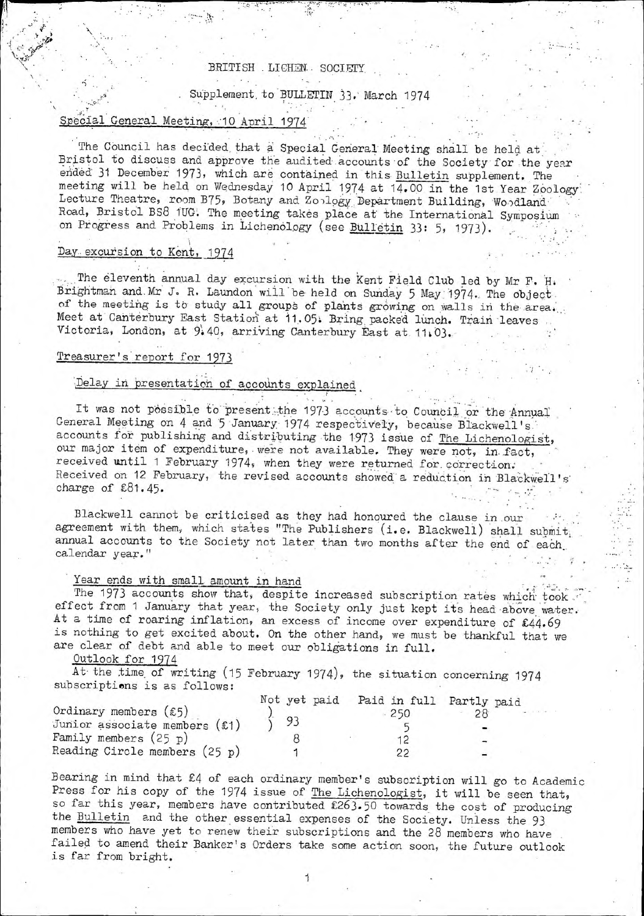# BRITISH LICHEN SOCIETY

Supplement to BULLETIN 33. March 1974

## Special General Meeting, 10 April 1974

The Council has decided that a Special General Meeting shall be held at Bristol to discuss and approve the audited accounts of the Society for the year ended 31 December 1973, which are contained in this *Bulletin* supplement. The meeting will be held on Wednesday 10 April 1974 at 14.00 in the 1st Year Zoology Lecture Theatre, room B75, Botany and Zoology Department Building, Woodland Road, Bristol BS8 1UG. The meeting takes place at the International Symposium on Progress and Problems in Lichenology (see *Bulletin* 33: 5, 1973).

## Day excursion to Kent, 1974

The eleventh annual day excursion with the Kent Field Club led by Mr F. H. Brightman and Mr J. R. Laundon will be held on Sunday 5 May 1974. The object of the meeting is to study all groups of plants growing on walls in the area. Meet at Canterbury East Station at 11.05. Bring packed lunch. Train leaves Victoria, London, at 9.40, arriving Canterbury East at 11.03.

## Treasurer's report for 1973

### Delay in presentation of accounts explained

It was not possible to present the 1973 accounts to Council or the Annual General Meeting on 4 and 5 January 1974 respectively, because Blackwell's accounts for publishing and distributing the 1973 issue of *The Lichenologist*, our major item of expenditure, were not available. They were not, in fact, received until 1 February 1974, when they were returned for correction. Received on 12 February, the revised accounts showed a reduction in Blackwell's charge of £81.45.

Blackwell cannot be criticised as they had honoured the clause in our agreement with them, which states "The Publishers (i.e. Blackwell) shall submit annual accounts to the Society not later than two months after the end of each calendar year."

### Year ends with small amount in hand

The 1973 accounts show that, despite increased subscription rates which took effect from 1 January that year, the Society only just kept its head above water. At a time of roaring inflation, an excess of income over expenditure of £44.69 is nothing to get excited about. On the other hand, we must be thankful that we are clear of debt and able to meet our obligations in full.

### Outlook for 1974

At the time of writing (15 February 1974), the situation concerning 1974 subscriptions is as follows:

| | Not yet paid | Paid in full | Partly paid |
|---|---|---|---|
| Ordinary members (£5) | 93 | 250 | 28 |
| Junior associate members (£1) | | 5 | - |
| Family members (25 p) | 8 | 12 | - |
| Reading Circle members (25 p) | 1 | 22 | - |

Bearing in mind that £4 of each ordinary member's subscription will go to Academic Press for his copy of the 1974 issue of *The Lichenologist*, it will be seen that, so far this year, members have contributed £263.50 towards the cost of producing the *Bulletin* and the other essential expenses of the Society. Unless the 93 members who have yet to renew their subscriptions and the 28 members who have failed to amend their Banker's Orders take some action soon, the future outlook is far from bright.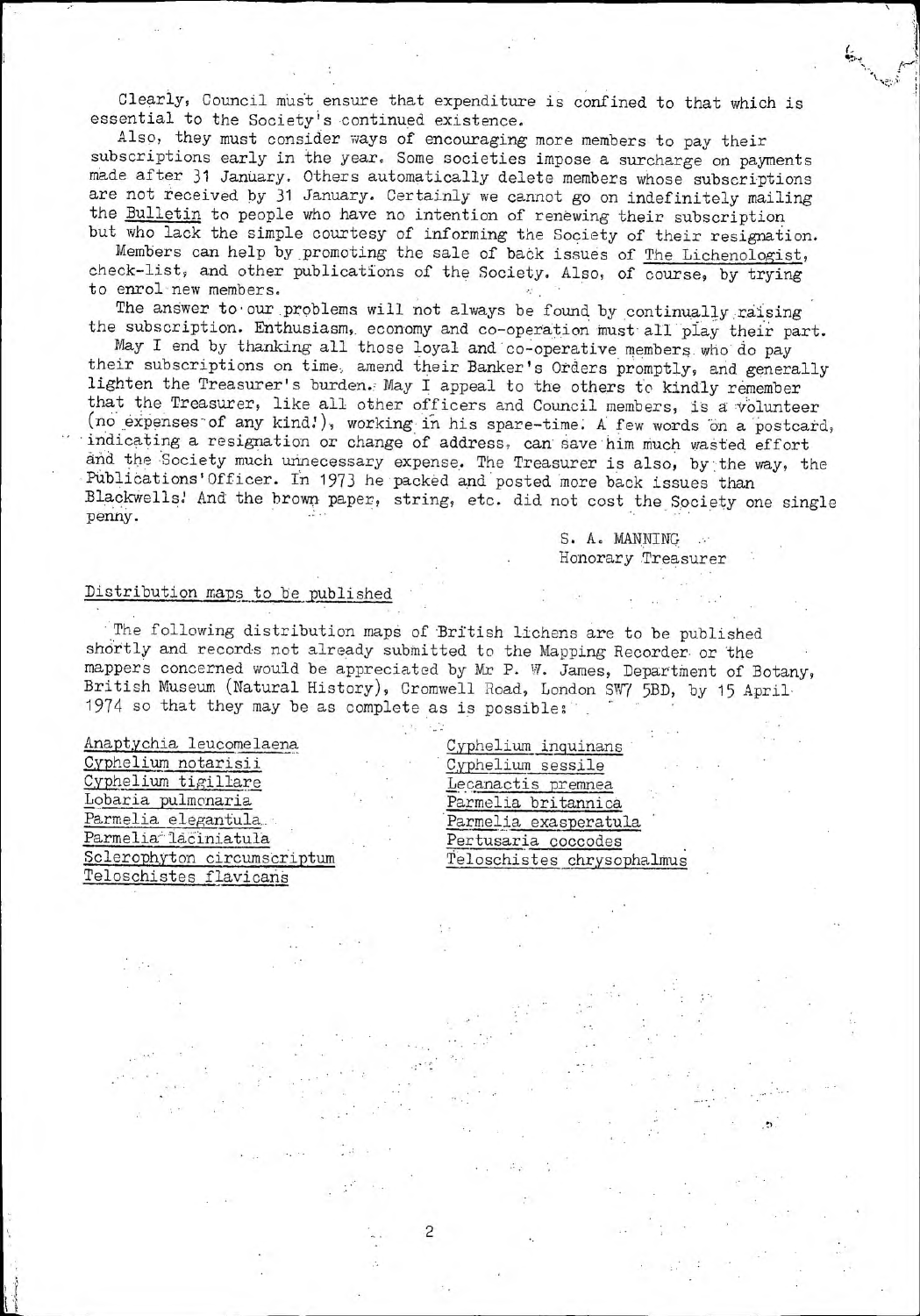Clearly, Council must ensure that expenditure is confined to that which is essential to the Society's continued existence.

Also, they must consider ways of encouraging more members to pay their subscriptions early in the year. Some societies impose a surcharge on payments made after 31 January. Others automatically delete members whose subscriptions are not received by 31 January. Certainly we cannot go on indefinitely mailing the Bulletin to people who have no intention of renewing their subscription but who lack the simple courtesy of informing the Society of their resignation.

Members can help by promoting the sale of back issues of The Lichenologist, check-list, and other publications of the Society. Also, of course, by trying to enrol new members.

The answer to our problems will not always be found by continually raising the subscription. Enthusiasm, economy and co-operation must all play their part.

May I end by thanking all those loyal and co-operative members who do pay their subscriptions on time, amend their Banker's Orders promptly, and generally lighten the Treasurer's burden. May I appeal to the others to kindly remember that the Treasurer, like all other officers and Council members, is a volunteer (no expenses of any kind!), working in his spare-time. A few words on a postcard, indicating a resignation or change of address, can save him much wasted effort and the Society much unnecessary expense. The Treasurer is also, by the way, the Publications Officer. In 1973 he packed and posted more back issues than Blackwells! And the brown paper, string, etc. did not cost the Society one single penny.

S. A. MANNING
Honorary Treasurer

## Distribution maps to be published

The following distribution maps of British lichens are to be published shortly and records not already submitted to the Mapping Recorder or the mappers concerned would be appreciated by Mr P. W. James, Department of Botany, British Museum (Natural History), Cromwell Road, London SW7 5BD, by 15 April 1974 so that they may be as complete as is possible:

- Anaptychia leucomelaena
- Cyphelium notarisii
- Cyphelium tigillare
- Lobaria pulmonaria
- Parmelia elegantula
- Parmelia laciniatula
- Sclerophyton circumscriptum
- Teloschistes flavicans
- Cyphelium inquinans
- Cyphelium sessile
- Lecanactis premnea
- Parmelia britannica
- Parmelia exasperatula
- Pertusaria coccodes
- Teloschistes chrysophalmus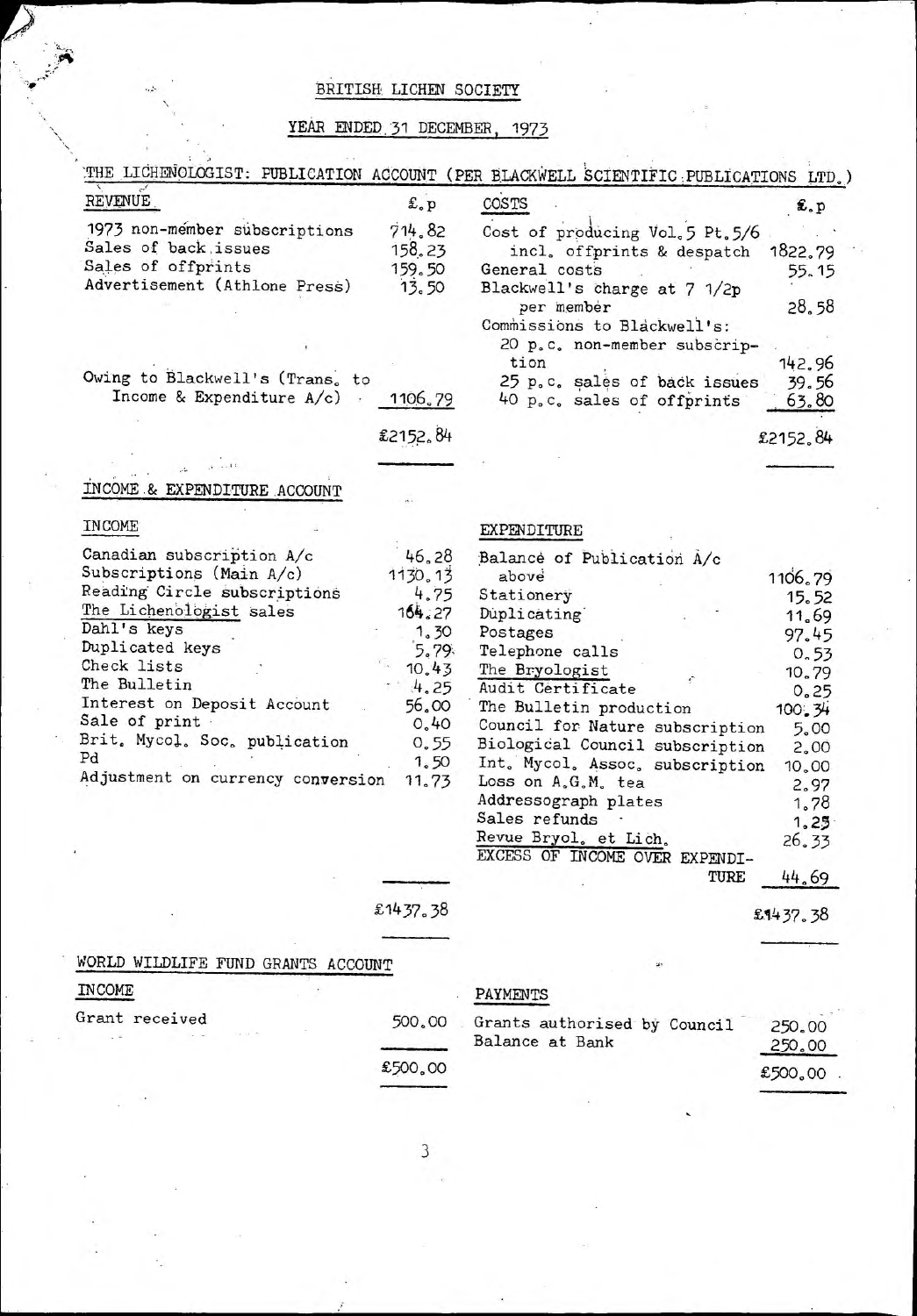# BRITISH LICHEN SOCIETY

## YEAR ENDED 31 DECEMBER, 1973

### THE LICHENOLOGIST: PUBLICATION ACCOUNT (PER BLACKWELL SCIENTIFIC PUBLICATIONS LTD.)

| REVENUE | £.p | COSTS | £.p |
|---|---|---|---|
| 1973 non-member subscriptions | 714.82 | Cost of producing Vol.5 Pt.5/6 incl. offprints & despatch | 1822.79 |
| Sales of back issues | 158.23 | General costs | 55.15 |
| Sales of offprints | 159.50 | Blackwell's charge at 7 1/2p per member | 28.58 |
| Advertisement (Athlone Press) | 13.50 | Commissions to Blackwell's: | |
| | | 20 p.c. non-member subscription | 142.96 |
| Owing to Blackwell's (Trans. to Income & Expenditure A/c) | 1106.79 | 25 p.c. sales of back issues | 39.56 |
| | | 40 p.c. sales of offprints | 63.80 |
| | £2152.84 | | £2152.84 |

### INCOME & EXPENDITURE ACCOUNT

| INCOME | | EXPENDITURE | |
|---|---|---|---|
| Canadian subscription A/c | 46.28 | Balance of Publication A/c above | 1106.79 |
| Subscriptions (Main A/c) | 1130.13 | Stationery | 15.52 |
| Reading Circle subscriptions | 4.75 | Duplicating | 11.69 |
| The Lichenologist sales | 164.27 | Postages | 97.45 |
| Dahl's keys | 1.30 | Telephone calls | 0.53 |
| Duplicated keys | 5.79 | The Bryologist | 10.79 |
| Check lists | 10.43 | Audit Certificate | 0.25 |
| The Bulletin | 4.25 | The Bulletin production | 100.34 |
| Interest on Deposit Account | 56.00 | Council for Nature subscription | 5.00 |
| Sale of print | 0.40 | Biological Council subscription | 2.00 |
| Brit. Mycol. Soc. publication | 0.55 | Int. Mycol. Assoc. subscription | 10.00 |
| Pd | 1.50 | Loss on A.G.M. tea | 2.97 |
| Adjustment on currency conversion | 11.73 | Addressograph plates | 1.78 |
| | | Sales refunds | 1.25 |
| | | Revue Bryol. et Lich. | 26.33 |
| | | EXCESS OF INCOME OVER EXPENDITURE | 44.69 |
| | £1437.38 | | £1437.38 |

### WORLD WILDLIFE FUND GRANTS ACCOUNT

| INCOME | | PAYMENTS | |
|---|---|---|---|
| Grant received | 500.00 | Grants authorised by Council | 250.00 |
| | | Balance at Bank | 250.00 |
| | £500.00 | | £500.00 |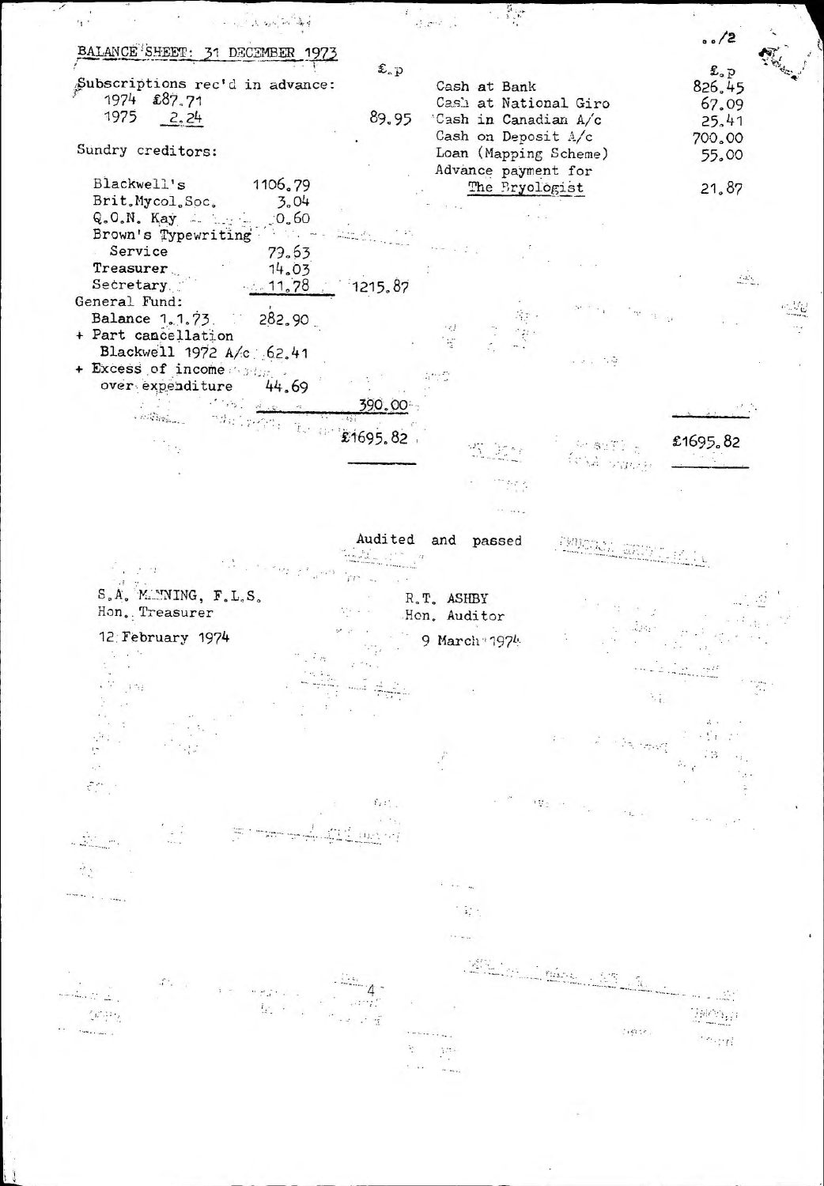## BALANCE SHEET: 31 DECEMBER 1973

| | | £.p | | £.p |
|---|---|---|---|---|
| Subscriptions rec'd in advance: | | | Cash at Bank | 826.45 |
| 1974 £87.71 | | | Cash at National Giro | 67.09 |
| 1975 2.24 | | 89.95 | Cash in Canadian A/c | 25.41 |
| | | | Cash on Deposit A/c | 700.00 |
| Sundry creditors: | | | Loan (Mapping Scheme) | 55.00 |
| | | | Advance payment for | |
| Blackwell's | 1106.79 | | The Bryologist | 21.87 |
| Brit.Mycol.Soc. | 3.04 | | | |
| Q.O.N. Kay | 0.60 | | | |
| Brown's Typewriting Service | 79.63 | | | |
| Treasurer | 14.03 | | | |
| Secretary | 11.78 | 1215.87 | | |
| General Fund: | | | | |
| Balance 1.1.73 | 282.90 | | | |
| + Part cancellation Blackwell 1972 A/c | 62.41 | | | |
| + Excess of income over expenditure | 44.69 | | | |
| | | 390.00 | | |
| | | £1695.82 | | £1695.82 |

Audited and passed

S.A. MANNING, F.L.S.
Hon. Treasurer
12 February 1974

R.T. ASHBY
Hon. Auditor
9 March 1974